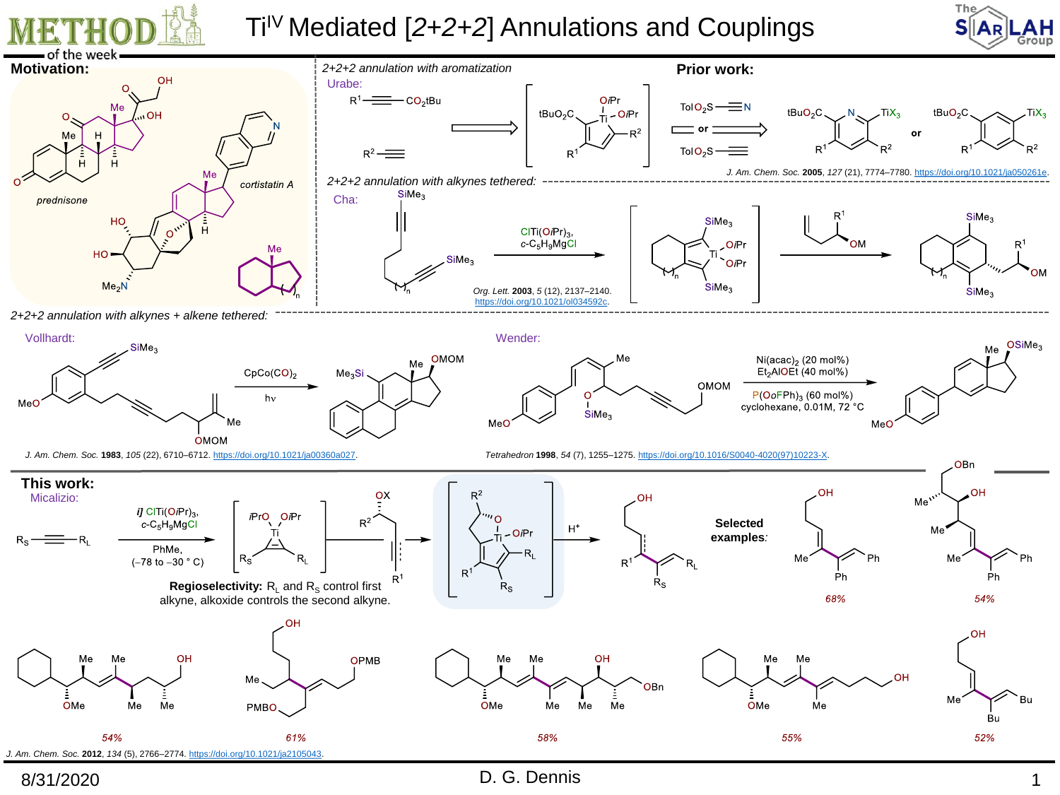# Ti$^{IV}$ Mediated [2+2+2] Annulations and Couplings

## Motivation:

prednisone

cortistatin A

## Prior work:

*2+2+2 annulation with aromatization*

Urabe:

$R^1$—≡—$CO_2tBu$ + $R^2$—≡ ⟹ [titanacyclopentadiene: tBuO$_2$C, Ti(O*i*Pr)$_2$, $R^1$, $R^2$] ⟹ (TolO$_2$S—≡N or TolO$_2$S—≡) → tBuO$_2$C-pyridine-TiX$_3$ ($R^1$, $R^2$) or tBuO$_2$C-arene-TiX$_3$ ($R^1$, $R^2$)

*J. Am. Chem. Soc.* **2005**, *127* (21), 7774–7780. https://doi.org/10.1021/ja050261e.

*2+2+2 annulation with alkynes tethered:*

Cha:

ClTi(O*i*Pr)$_3$, *c*-$C_5H_9MgCl$

*Org. Lett.* **2003**, *5* (12), 2137–2140. https://doi.org/10.1021/ol034592c.

*2+2+2 annulation with alkynes + alkene tethered:*

Vollhardt:

CpCo(CO)$_2$, hν

*J. Am. Chem. Soc.* **1983**, *105* (22), 6710–6712. https://doi.org/10.1021/ja00360a027.

Wender:

Ni(acac)$_2$ (20 mol%), $Et_2AlOEt$ (40 mol%), P(OoFPh)$_3$ (60 mol%), cyclohexane, 0.01M, 72 °C

*Tetrahedron* **1998**, *54* (7), 1255–1275. https://doi.org/10.1016/S0040-4020(97)10223-X.

## This work:

Micalizio:

$R_S$—≡—$R_L$ → *i]* ClTi(O*i*Pr)$_3$, *c*-$C_5H_9MgCl$, PhMe, (–78 to –30 ° C) → [titanacyclopropene] → ($R^2$CH(OX)CH$_2$C≡C$R^1$) → [oxatitanacycle] → $H^+$ → product

**Regioselectivity:** $R_L$ and $R_S$ control first alkyne, alkoxide controls the second alkyne.

**Selected examples:**

68%, 54%, 54%, 61%, 58%, 55%, 52%

*J. Am. Chem. Soc.* **2012**, *134* (5), 2766–2774. https://doi.org/10.1021/ja2105043.

8/31/2020 — D. G. Dennis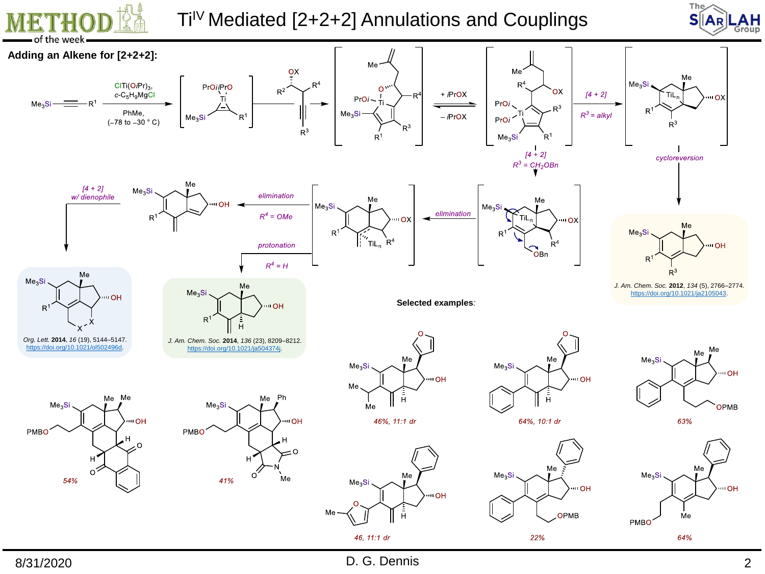# Ti$^{IV}$ Mediated [2+2+2] Annulations and Couplings

## Adding an Alkene for [2+2+2]:

$ClTi(OiPr)_3$, $c$-$C_5H_9MgCl$

PhMe, (–78 to –30 °C)

+ *i*PrOX

– *i*PrOX

*[4 + 2]*

*$R^3$ = alkyl*

*[4 + 2]*

*$R^3$ = $CH_2OBn$*

*cycloreversion*

*elimination*

*elimination*

*$R^4$ = OMe*

*protonation*

*$R^4$ = H*

*[4 + 2] w/ dienophile*

*J. Am. Chem. Soc.* **2012**, *134* (5), 2766–2774. https://doi.org/10.1021/ja2105043.

*Org. Lett.* **2014**, *16* (19), 5144–5147. https://doi.org/10.1021/ol502496d.

*J. Am. Chem. Soc.* **2014**, *136* (23), 8209–8212. https://doi.org/10.1021/ja504374j.

**Selected examples**:

*46%, 11:1 dr*

*64%, 10:1 dr*

*63%*

*54%*

*41%*

*46, 11:1 dr*

*22%*

*64%*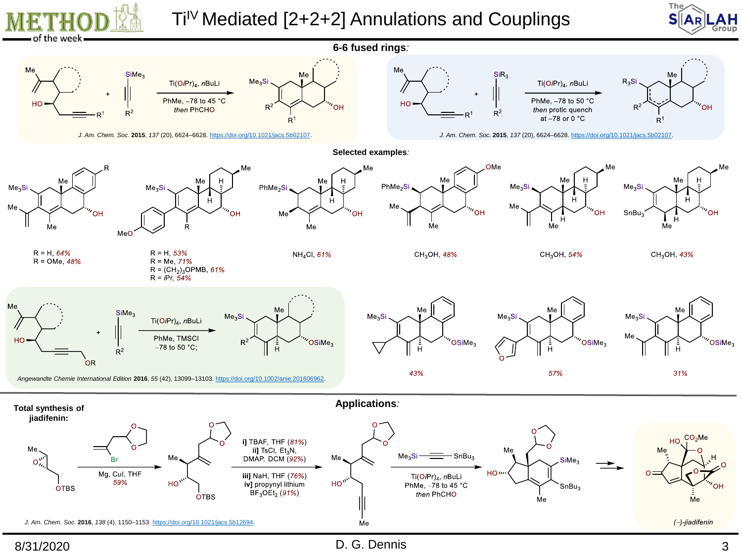# Ti$^{IV}$ Mediated [2+2+2] Annulations and Couplings

## 6-6 fused rings:

Ti(O*i*Pr)$_4$, *n*BuLi
PhMe, –78 to 45 °C
*then* PhCHO

*J. Am. Chem. Soc.* **2015**, *137* (20), 6624–6628. https://doi.org/10.1021/jacs.5b02107.

Ti(O*i*Pr)$_4$, *n*BuLi
PhMe, –78 to 50 °C
*then* protic quench
at –78 or 0 °C

*J. Am. Chem. Soc.* **2015**, *137* (20), 6624–6628. https://doi.org/10.1021/jacs.5b02107.

## Selected examples:

R = H, *64%*
R = OMe, *48%*

R = H, *53%*
R = Me, *71%*
R = $(CH_2)_3$OPMB, *61%*
R = *i*Pr, *54%*

$NH_4Cl$, *61%*

$CH_3OH$, *48%*

$CH_3OH$, *54%*

$CH_3OH$, *43%*

Ti(O*i*Pr)$_4$, *n*BuLi
PhMe, TMSCl
–78 to 50 °C;

*Angewandte Chemie International Edition* **2016**, *55* (42), 13099–13103. https://doi.org/10.1002/anie.201606962.

*43%*

*57%*

*31%*

## Applications:

**Total synthesis of jiadifenin:**

Mg, CuI, THF
*59%*

**i]** TBAF, THF (*81%*)
**ii]** TsCl, $Et_3N$, DMAP, DCM (*92%*)
**iii]** NaH, THF (*76%*)
**iv]** propynyl lithium $BF_3OEt_2$ (*91%*)

Ti(O*i*Pr)$_4$, *n*BuLi
PhMe, –78 to 45 °C
*then* PhCHO

(–)-jiadifenin

*J. Am. Chem. Soc.* **2016**, *138* (4), 1150–1153. https://doi.org/10.1021/jacs.5b12694.

8/31/2020 D. G. Dennis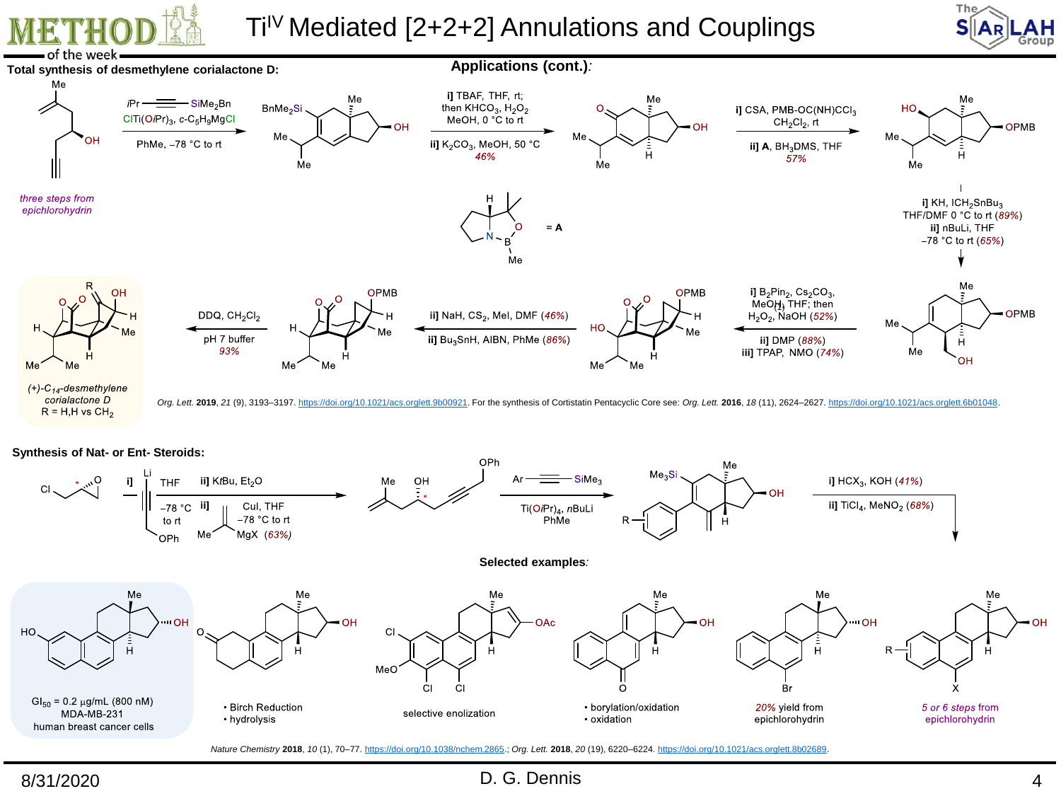# Ti$^{IV}$ Mediated [2+2+2] Annulations and Couplings

## Applications (cont.):

**Total synthesis of desmethylene corialactone D:**

three steps from epichlorohydrin

*i*Pr—≡—SiMe$_2$Bn, ClTi(O*i*Pr)$_3$, *c*-C$_5$H$_9$MgCl, PhMe, –78 °C to rt

i] TBAF, THF, rt; then KHCO$_3$, H$_2$O$_2$, MeOH, 0 °C to rt
ii] K$_2$CO$_3$, MeOH, 50 °C
46%

i] CSA, PMB-OC(NH)CCl$_3$, CH$_2$Cl$_2$, rt
ii] **A**, BH$_3$DMS, THF
57%

= **A**

i] KH, ICH$_2$SnBu$_3$, THF/DMF 0 °C to rt (89%)
ii] nBuLi, THF, –78 °C to rt (65%)

i] B$_2$Pin$_2$, Cs$_2$CO$_3$, MeOH, THF; then H$_2$O$_2$, NaOH (52%)
ii] DMP (88%)
iii] TPAP, NMO (74%)

ii] NaH, CS$_2$, MeI, DMF (46%)
ii] Bu$_3$SnH, AIBN, PhMe (86%)

DDQ, CH$_2$Cl$_2$
pH 7 buffer
93%

(+)-C$_{14}$-desmethylene corialactone D
R = H,H vs CH$_2$

*Org. Lett.* **2019**, *21* (9), 3193–3197. https://doi.org/10.1021/acs.orglett.9b00921. For the synthesis of Cortistatin Pentacyclic Core see: *Org. Lett.* **2016**, *18* (11), 2624–2627. https://doi.org/10.1021/acs.orglett.6b01048.

**Synthesis of Nat- or Ent- Steroids:**

i] Li—≡—CH$_2$OPh, THF, –78 °C to rt
ii] *Kt*Bu, Et$_2$O
iii] Me(C=CH$_2$)MgX, CuI, THF, –78 °C to rt (63%)

Ar—≡—SiMe$_3$, Ti(O*i*Pr)$_4$, *n*BuLi, PhMe

i] HCX$_3$, KOH (41%)
ii] TiCl$_4$, MeNO$_2$ (68%)

**Selected examples:**

GI$_{50}$ = 0.2 μg/mL (800 nM) MDA-MB-231 human breast cancer cells

- Birch Reduction
- hydrolysis

selective enolization

- borylation/oxidation
- oxidation

20% yield from epichlorohydrin

5 or 6 steps from epichlorohydrin

*Nature Chemistry* **2018**, *10* (1), 70–77. https://doi.org/10.1038/nchem.2865.; *Org. Lett.* **2018**, *20* (19), 6220–6224. https://doi.org/10.1021/acs.orglett.8b02689.

8/31/2020 — D. G. Dennis